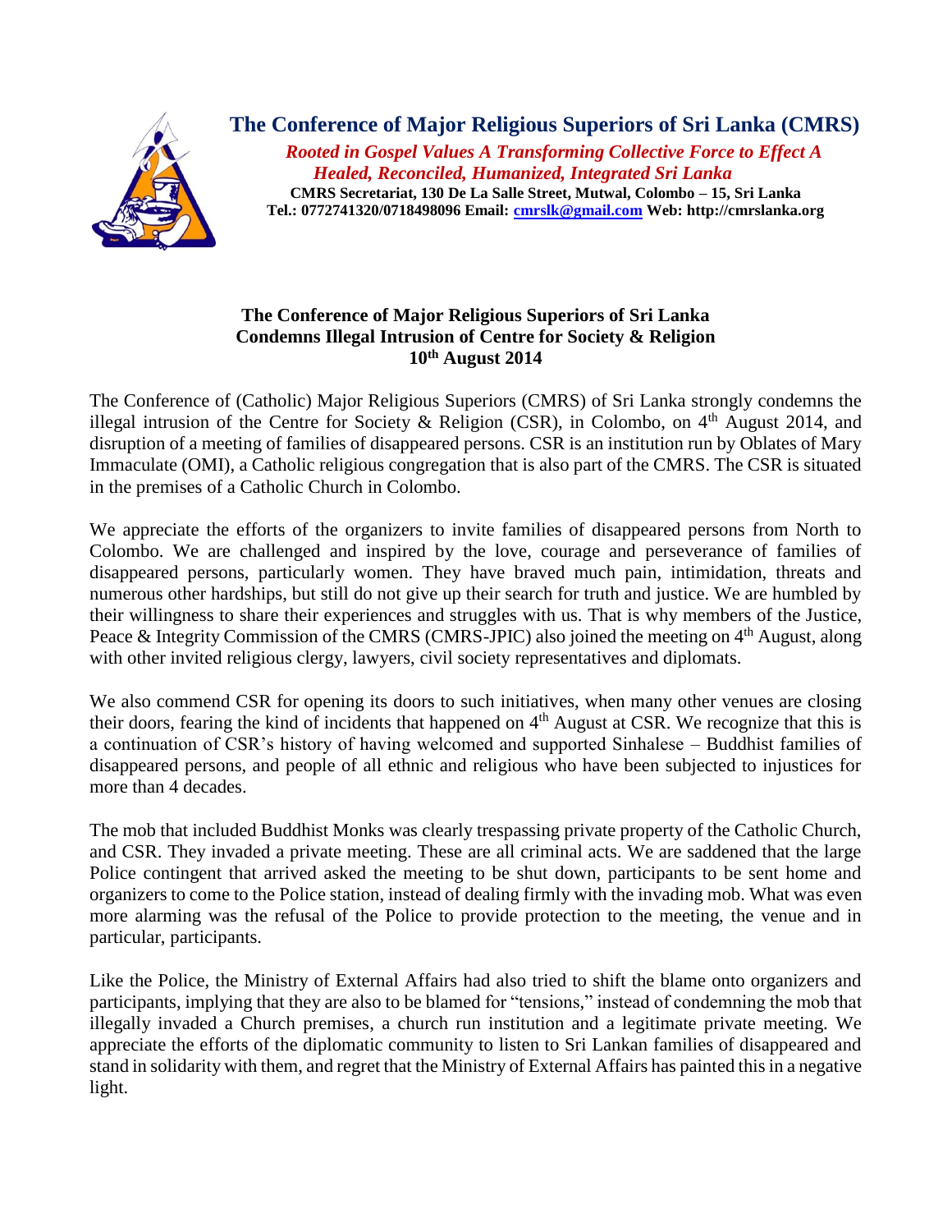# The Conference of Major Religious Superiors of Sri Lanka (CMRS)

*Rooted in Gospel Values A Transforming Collective Force to Effect A Healed, Reconciled, Humanized, Integrated Sri Lanka*

**CMRS Secretariat, 130 De La Salle Street, Mutwal, Colombo – 15, Sri Lanka**
**Tel.: 0772741320/0718498096 Email: cmrslk@gmail.com Web: http://cmrslanka.org**

## The Conference of Major Religious Superiors of Sri Lanka Condemns Illegal Intrusion of Centre for Society & Religion 10th August 2014

The Conference of (Catholic) Major Religious Superiors (CMRS) of Sri Lanka strongly condemns the illegal intrusion of the Centre for Society & Religion (CSR), in Colombo, on 4th August 2014, and disruption of a meeting of families of disappeared persons. CSR is an institution run by Oblates of Mary Immaculate (OMI), a Catholic religious congregation that is also part of the CMRS. The CSR is situated in the premises of a Catholic Church in Colombo.

We appreciate the efforts of the organizers to invite families of disappeared persons from North to Colombo. We are challenged and inspired by the love, courage and perseverance of families of disappeared persons, particularly women. They have braved much pain, intimidation, threats and numerous other hardships, but still do not give up their search for truth and justice. We are humbled by their willingness to share their experiences and struggles with us. That is why members of the Justice, Peace & Integrity Commission of the CMRS (CMRS-JPIC) also joined the meeting on 4th August, along with other invited religious clergy, lawyers, civil society representatives and diplomats.

We also commend CSR for opening its doors to such initiatives, when many other venues are closing their doors, fearing the kind of incidents that happened on 4th August at CSR. We recognize that this is a continuation of CSR's history of having welcomed and supported Sinhalese – Buddhist families of disappeared persons, and people of all ethnic and religious who have been subjected to injustices for more than 4 decades.

The mob that included Buddhist Monks was clearly trespassing private property of the Catholic Church, and CSR. They invaded a private meeting. These are all criminal acts. We are saddened that the large Police contingent that arrived asked the meeting to be shut down, participants to be sent home and organizers to come to the Police station, instead of dealing firmly with the invading mob. What was even more alarming was the refusal of the Police to provide protection to the meeting, the venue and in particular, participants.

Like the Police, the Ministry of External Affairs had also tried to shift the blame onto organizers and participants, implying that they are also to be blamed for "tensions," instead of condemning the mob that illegally invaded a Church premises, a church run institution and a legitimate private meeting. We appreciate the efforts of the diplomatic community to listen to Sri Lankan families of disappeared and stand in solidarity with them, and regret that the Ministry of External Affairs has painted this in a negative light.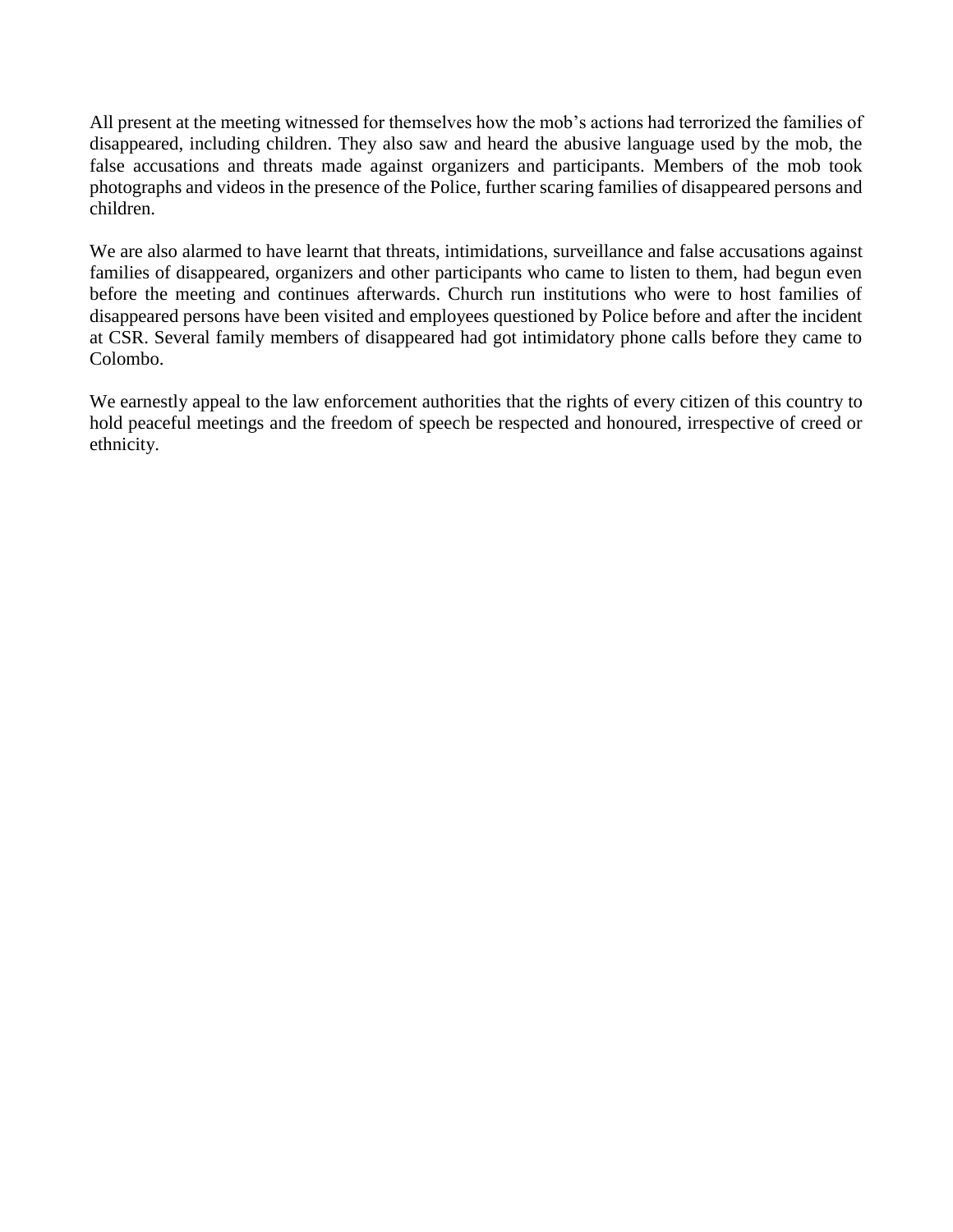All present at the meeting witnessed for themselves how the mob's actions had terrorized the families of disappeared, including children. They also saw and heard the abusive language used by the mob, the false accusations and threats made against organizers and participants. Members of the mob took photographs and videos in the presence of the Police, further scaring families of disappeared persons and children.

We are also alarmed to have learnt that threats, intimidations, surveillance and false accusations against families of disappeared, organizers and other participants who came to listen to them, had begun even before the meeting and continues afterwards. Church run institutions who were to host families of disappeared persons have been visited and employees questioned by Police before and after the incident at CSR. Several family members of disappeared had got intimidatory phone calls before they came to Colombo.

We earnestly appeal to the law enforcement authorities that the rights of every citizen of this country to hold peaceful meetings and the freedom of speech be respected and honoured, irrespective of creed or ethnicity.